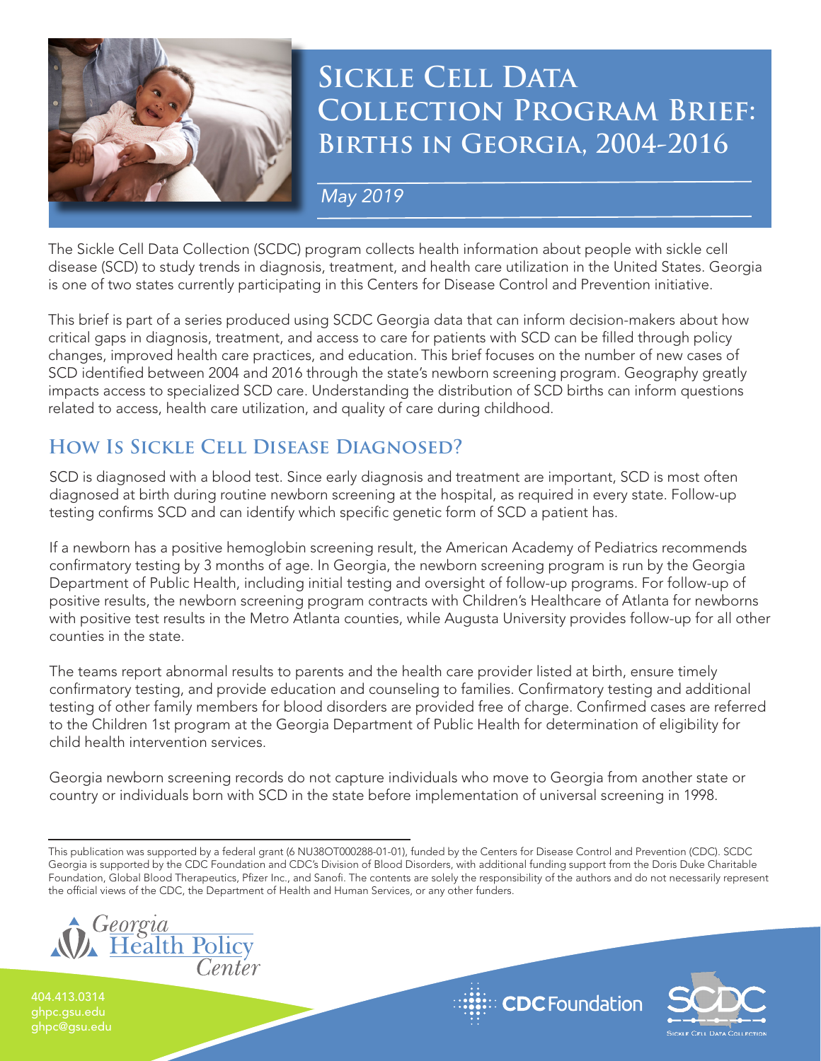# Sickle Cell Data Collection Program Brief: Births in Georgia, 2004-2016

*May 2019*

The Sickle Cell Data Collection (SCDC) program collects health information about people with sickle cell disease (SCD) to study trends in diagnosis, treatment, and health care utilization in the United States. Georgia is one of two states currently participating in this Centers for Disease Control and Prevention initiative.

This brief is part of a series produced using SCDC Georgia data that can inform decision-makers about how critical gaps in diagnosis, treatment, and access to care for patients with SCD can be filled through policy changes, improved health care practices, and education. This brief focuses on the number of new cases of SCD identified between 2004 and 2016 through the state's newborn screening program. Geography greatly impacts access to specialized SCD care. Understanding the distribution of SCD births can inform questions related to access, health care utilization, and quality of care during childhood.

## How Is Sickle Cell Disease Diagnosed?

SCD is diagnosed with a blood test. Since early diagnosis and treatment are important, SCD is most often diagnosed at birth during routine newborn screening at the hospital, as required in every state. Follow-up testing confirms SCD and can identify which specific genetic form of SCD a patient has.

If a newborn has a positive hemoglobin screening result, the American Academy of Pediatrics recommends confirmatory testing by 3 months of age. In Georgia, the newborn screening program is run by the Georgia Department of Public Health, including initial testing and oversight of follow-up programs. For follow-up of positive results, the newborn screening program contracts with Children's Healthcare of Atlanta for newborns with positive test results in the Metro Atlanta counties, while Augusta University provides follow-up for all other counties in the state.

The teams report abnormal results to parents and the health care provider listed at birth, ensure timely confirmatory testing, and provide education and counseling to families. Confirmatory testing and additional testing of other family members for blood disorders are provided free of charge. Confirmed cases are referred to the Children 1st program at the Georgia Department of Public Health for determination of eligibility for child health intervention services.

Georgia newborn screening records do not capture individuals who move to Georgia from another state or country or individuals born with SCD in the state before implementation of universal screening in 1998.

---

This publication was supported by a federal grant (6 NU38OT000288-01-01), funded by the Centers for Disease Control and Prevention (CDC). SCDC Georgia is supported by the CDC Foundation and CDC's Division of Blood Disorders, with additional funding support from the Doris Duke Charitable Foundation, Global Blood Therapeutics, Pfizer Inc., and Sanofi. The contents are solely the responsibility of the authors and do not necessarily represent the official views of the CDC, the Department of Health and Human Services, or any other funders.

Georgia Health Policy Center

404.413.0314
ghpc.gsu.edu
ghpc@gsu.edu

CDC Foundation

SCDC Sickle Cell Data Collection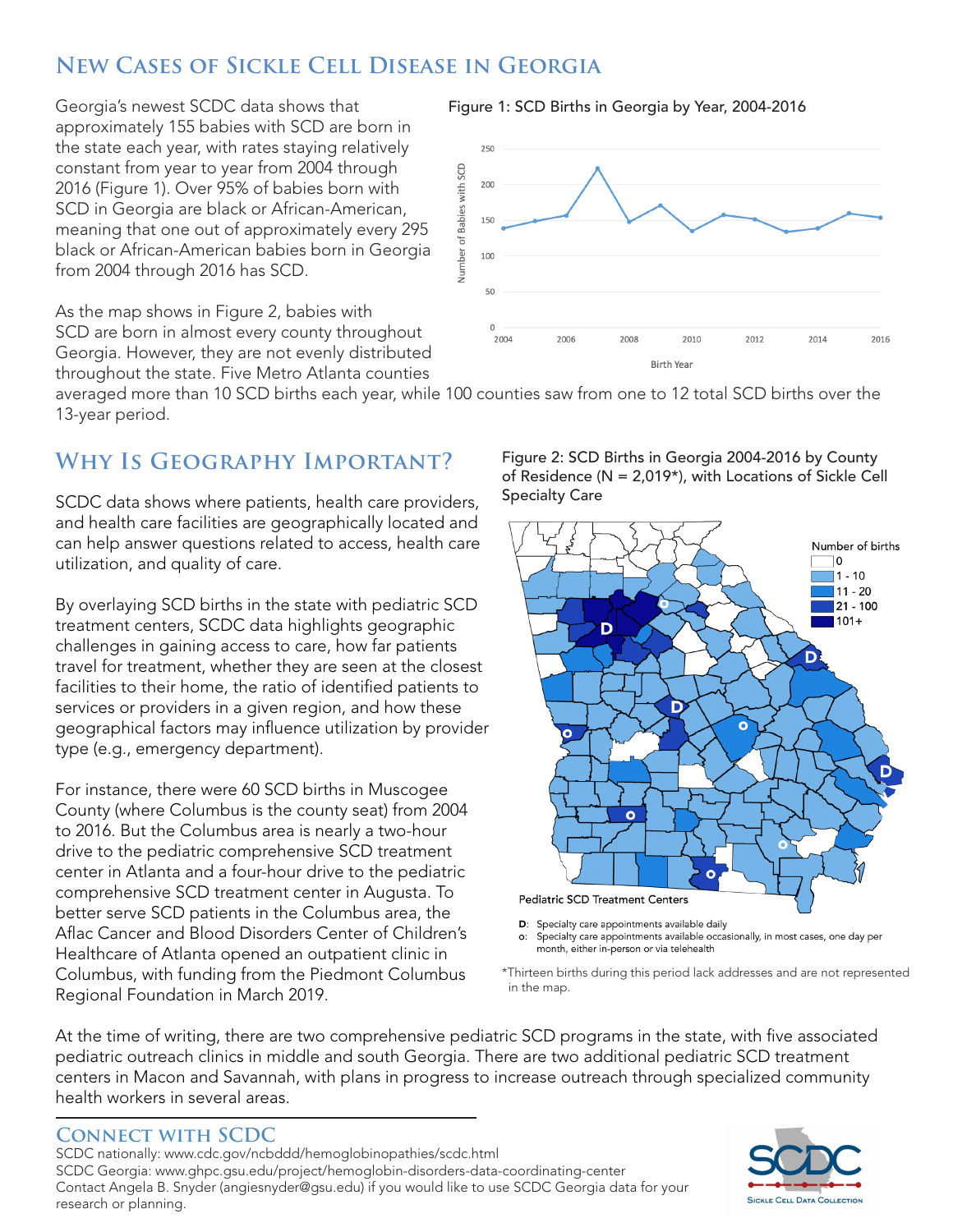# New Cases of Sickle Cell Disease in Georgia

Georgia's newest SCDC data shows that approximately 155 babies with SCD are born in the state each year, with rates staying relatively constant from year to year from 2004 through 2016 (Figure 1). Over 95% of babies born with SCD in Georgia are black or African-American, meaning that one out of approximately every 295 black or African-American babies born in Georgia from 2004 through 2016 has SCD.

Figure 1: SCD Births in Georgia by Year, 2004-2016

Number of Babies with SCD

250
200
150
100
50
0

2004
2006
2008
2010
2012
2014
2016

Birth Year

As the map shows in Figure 2, babies with SCD are born in almost every county throughout Georgia. However, they are not evenly distributed throughout the state. Five Metro Atlanta counties averaged more than 10 SCD births each year, while 100 counties saw from one to 12 total SCD births over the 13-year period.

## Why Is Geography Important?

SCDC data shows where patients, health care providers, and health care facilities are geographically located and can help answer questions related to access, health care utilization, and quality of care.

By overlaying SCD births in the state with pediatric SCD treatment centers, SCDC data highlights geographic challenges in gaining access to care, how far patients travel for treatment, whether they are seen at the closest facilities to their home, the ratio of identified patients to services or providers in a given region, and how these geographical factors may influence utilization by provider type (e.g., emergency department).

For instance, there were 60 SCD births in Muscogee County (where Columbus is the county seat) from 2004 to 2016. But the Columbus area is nearly a two-hour drive to the pediatric comprehensive SCD treatment center in Atlanta and a four-hour drive to the pediatric comprehensive SCD treatment center in Augusta. To better serve SCD patients in the Columbus area, the Aflac Cancer and Blood Disorders Center of Children's Healthcare of Atlanta opened an outpatient clinic in Columbus, with funding from the Piedmont Columbus Regional Foundation in March 2019.

Figure 2: SCD Births in Georgia 2004-2016 by County of Residence (N = 2,019*), with Locations of Sickle Cell Specialty Care

Number of births
0
1 - 10
11 - 20
21 - 100
101+

Pediatric SCD Treatment Centers

D: Specialty care appointments available daily
o: Specialty care appointments available occasionally, in most cases, one day per month, either in-person or via telehealth

*Thirteen births during this period lack addresses and are not represented in the map.

At the time of writing, there are two comprehensive pediatric SCD programs in the state, with five associated pediatric outreach clinics in middle and south Georgia. There are two additional pediatric SCD treatment centers in Macon and Savannah, with plans in progress to increase outreach through specialized community health workers in several areas.

## Connect with SCDC

SCDC nationally: www.cdc.gov/ncbddd/hemoglobinopathies/scdc.html
SCDC Georgia: www.ghpc.gsu.edu/project/hemoglobin-disorders-data-coordinating-center
Contact Angela B. Snyder (angiesnyder@gsu.edu) if you would like to use SCDC Georgia data for your research or planning.

SCDC
Sickle Cell Data Collection